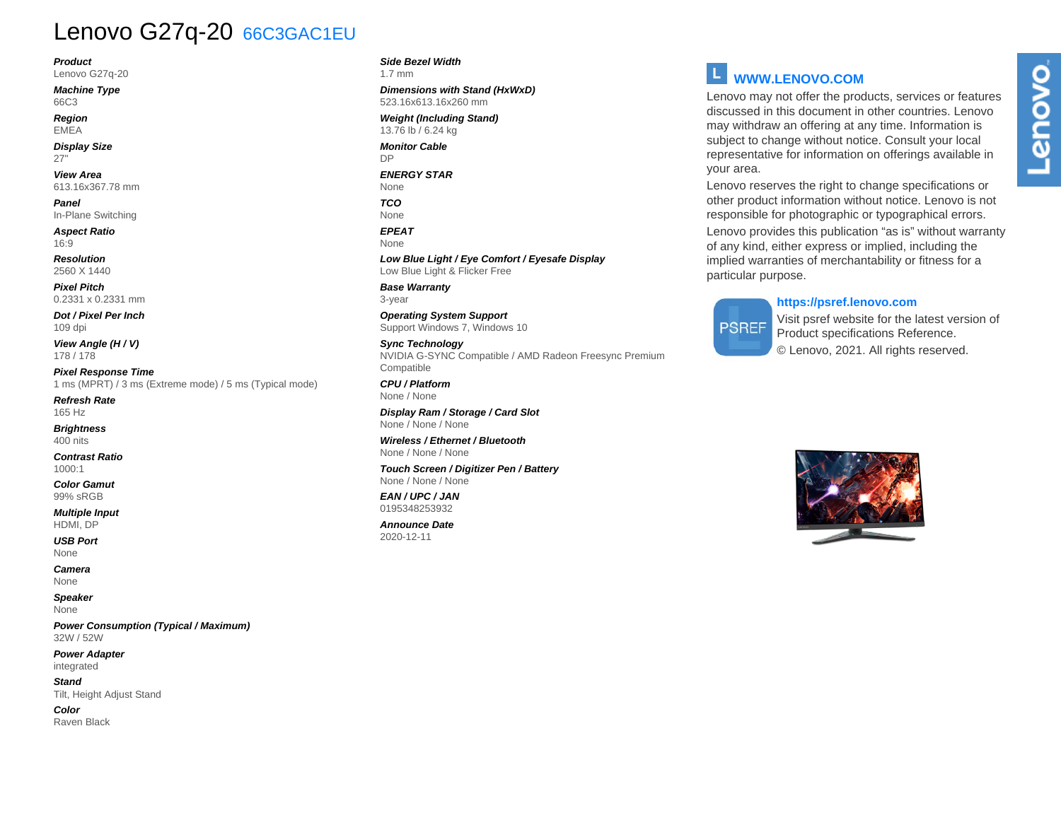# Lenovo G27q-20 66C3GAC1EU

***Product***
Lenovo G27q-20

***Machine Type***
66C3

***Region***
EMEA

***Display Size***
27"

***View Area***
613.16x367.78 mm

***Panel***
In-Plane Switching

***Aspect Ratio***
16:9

***Resolution***
2560 X 1440

***Pixel Pitch***
0.2331 x 0.2331 mm

***Dot / Pixel Per Inch***
109 dpi

***View Angle (H / V)***
178 / 178

***Pixel Response Time***
1 ms (MPRT) / 3 ms (Extreme mode) / 5 ms (Typical mode)

***Refresh Rate***
165 Hz

***Brightness***
400 nits

***Contrast Ratio***
1000:1

***Color Gamut***
99% sRGB

***Multiple Input***
HDMI, DP

***USB Port***
None

***Camera***
None

***Speaker***
None

***Power Consumption (Typical / Maximum)***
32W / 52W

***Power Adapter***
integrated

***Stand***
Tilt, Height Adjust Stand

***Color***
Raven Black

***Side Bezel Width***
1.7 mm

***Dimensions with Stand (HxWxD)***
523.16x613.16x260 mm

***Weight (Including Stand)***
13.76 lb / 6.24 kg

***Monitor Cable***
DP

***ENERGY STAR***
None

***TCO***
None

***EPEAT***
None

***Low Blue Light / Eye Comfort / Eyesafe Display***
Low Blue Light & Flicker Free

***Base Warranty***
3-year

***Operating System Support***
Support Windows 7, Windows 10

***Sync Technology***
NVIDIA G-SYNC Compatible / AMD Radeon Freesync Premium Compatible

***CPU / Platform***
None / None

***Display Ram / Storage / Card Slot***
None / None / None

***Wireless / Ethernet / Bluetooth***
None / None / None

***Touch Screen / Digitizer Pen / Battery***
None / None / None

***EAN / UPC / JAN***
0195348253932

***Announce Date***
2020-12-11

**WWW.LENOVO.COM**

Lenovo may not offer the products, services or features discussed in this document in other countries. Lenovo may withdraw an offering at any time. Information is subject to change without notice. Consult your local representative for information on offerings available in your area.

Lenovo reserves the right to change specifications or other product information without notice. Lenovo is not responsible for photographic or typographical errors.

Lenovo provides this publication "as is" without warranty of any kind, either express or implied, including the implied warranties of merchantability or fitness for a particular purpose.

**https://psref.lenovo.com**

Visit psref website for the latest version of Product specifications Reference.

© Lenovo, 2021. All rights reserved.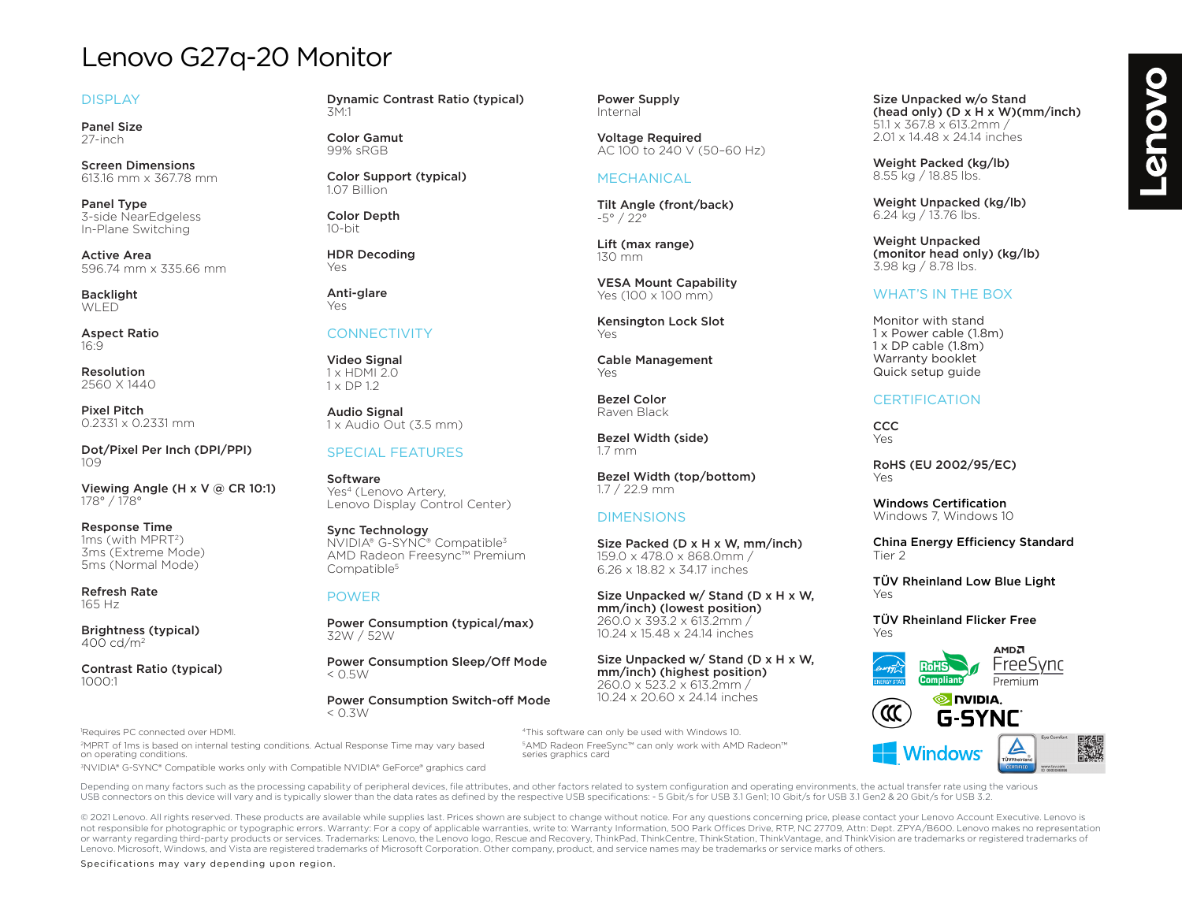# Lenovo G27q-20 Monitor

## DISPLAY

**Panel Size**
27-inch

**Screen Dimensions**
613.16 mm x 367.78 mm

**Panel Type**
3-side NearEdgeless
In-Plane Switching

**Active Area**
596.74 mm x 335.66 mm

**Backlight**
WLED

**Aspect Ratio**
16:9

**Resolution**
2560 X 1440

**Pixel Pitch**
0.2331 x 0.2331 mm

**Dot/Pixel Per Inch (DPI/PPI)**
109

**Viewing Angle (H x V @ CR 10:1)**
178° / 178°

**Response Time**
1ms (with MPRT[2])
3ms (Extreme Mode)
5ms (Normal Mode)

**Refresh Rate**
165 Hz

**Brightness (typical)**
400 cd/m²

**Contrast Ratio (typical)**
1000:1

**Dynamic Contrast Ratio (typical)**
3M:1

**Color Gamut**
99% sRGB

**Color Support (typical)**
1.07 Billion

**Color Depth**
10-bit

**HDR Decoding**
Yes

**Anti-glare**
Yes

## CONNECTIVITY

**Video Signal**
1 x HDMI 2.0
1 x DP 1.2

**Audio Signal**
1 x Audio Out (3.5 mm)

## SPECIAL FEATURES

**Software**
Yes[4] (Lenovo Artery, Lenovo Display Control Center)

**Sync Technology**
NVIDIA® G-SYNC® Compatible[3]
AMD Radeon Freesync™ Premium Compatible[5]

## POWER

**Power Consumption (typical/max)**
32W / 52W

**Power Consumption Sleep/Off Mode**
< 0.5W

**Power Consumption Switch-off Mode**
< 0.3W

**Power Supply**
Internal

**Voltage Required**
AC 100 to 240 V (50–60 Hz)

## MECHANICAL

**Tilt Angle (front/back)**
-5° / 22°

**Lift (max range)**
130 mm

**VESA Mount Capability**
Yes (100 x 100 mm)

**Kensington Lock Slot**
Yes

**Cable Management**
Yes

**Bezel Color**
Raven Black

**Bezel Width (side)**
1.7 mm

**Bezel Width (top/bottom)**
1.7 / 22.9 mm

## DIMENSIONS

**Size Packed (D x H x W, mm/inch)**
159.0 x 478.0 x 868.0mm /
6.26 x 18.82 x 34.17 inches

**Size Unpacked w/ Stand (D x H x W, mm/inch) (lowest position)**
260.0 x 393.2 x 613.2mm /
10.24 x 15.48 x 24.14 inches

**Size Unpacked w/ Stand (D x H x W, mm/inch) (highest position)**
260.0 x 523.2 x 613.2mm /
10.24 x 20.60 x 24.14 inches

**Size Unpacked w/o Stand (head only) (D x H x W)(mm/inch)**
51.1 x 367.8 x 613.2mm /
2.01 x 14.48 x 24.14 inches

**Weight Packed (kg/lb)**
8.55 kg / 18.85 lbs.

**Weight Unpacked (kg/lb)**
6.24 kg / 13.76 lbs.

**Weight Unpacked (monitor head only) (kg/lb)**
3.98 kg / 8.78 lbs.

## WHAT'S IN THE BOX

Monitor with stand
1 x Power cable (1.8m)
1 x DP cable (1.8m)
Warranty booklet
Quick setup guide

## CERTIFICATION

**CCC**
Yes

**RoHS (EU 2002/95/EC)**
Yes

**Windows Certification**
Windows 7, Windows 10

**China Energy Efficiency Standard**
Tier 2

**TÜV Rheinland Low Blue Light**
Yes

**TÜV Rheinland Flicker Free**
Yes

[1]Requires PC connected over HDMI.
[2]MPRT of 1ms is based on internal testing conditions. Actual Response Time may vary based on operating conditions.
[3]NVIDIA® G-SYNC® Compatible works only with Compatible NVIDIA® GeForce® graphics card
[4]This software can only be used with Windows 10.
[5]AMD Radeon FreeSync™ can only work with AMD Radeon™ series graphics card

Depending on many factors such as the processing capability of peripheral devices, file attributes, and other factors related to system configuration and operating environments, the actual transfer rate using the various USB connectors on this device will vary and is typically slower than the data rates as defined by the respective USB specifications: - 5 Gbit/s for USB 3.1 Gen1; 10 Gbit/s for USB 3.1 Gen2 & 20 Gbit/s for USB 3.2.

© 2021 Lenovo. All rights reserved. These products are available while supplies last. Prices shown are subject to change without notice. For any questions concerning price, please contact your Lenovo Account Executive. Lenovo is not responsible for photographic or typographic errors. Warranty: For a copy of applicable warranties, write to: Warranty Information, 500 Park Offices Drive, RTP, NC 27709, Attn: Dept. ZPYA/B600. Lenovo makes no representation or warranty regarding third-party products or services. Trademarks: Lenovo, the Lenovo logo, Rescue and Recovery, ThinkPad, ThinkCentre, ThinkStation, ThinkVantage, and ThinkVision are trademarks or registered trademarks of Lenovo. Microsoft, Windows, and Vista are registered trademarks of Microsoft Corporation. Other company, product, and service names may be trademarks or service marks of others.

Specifications may vary depending upon region.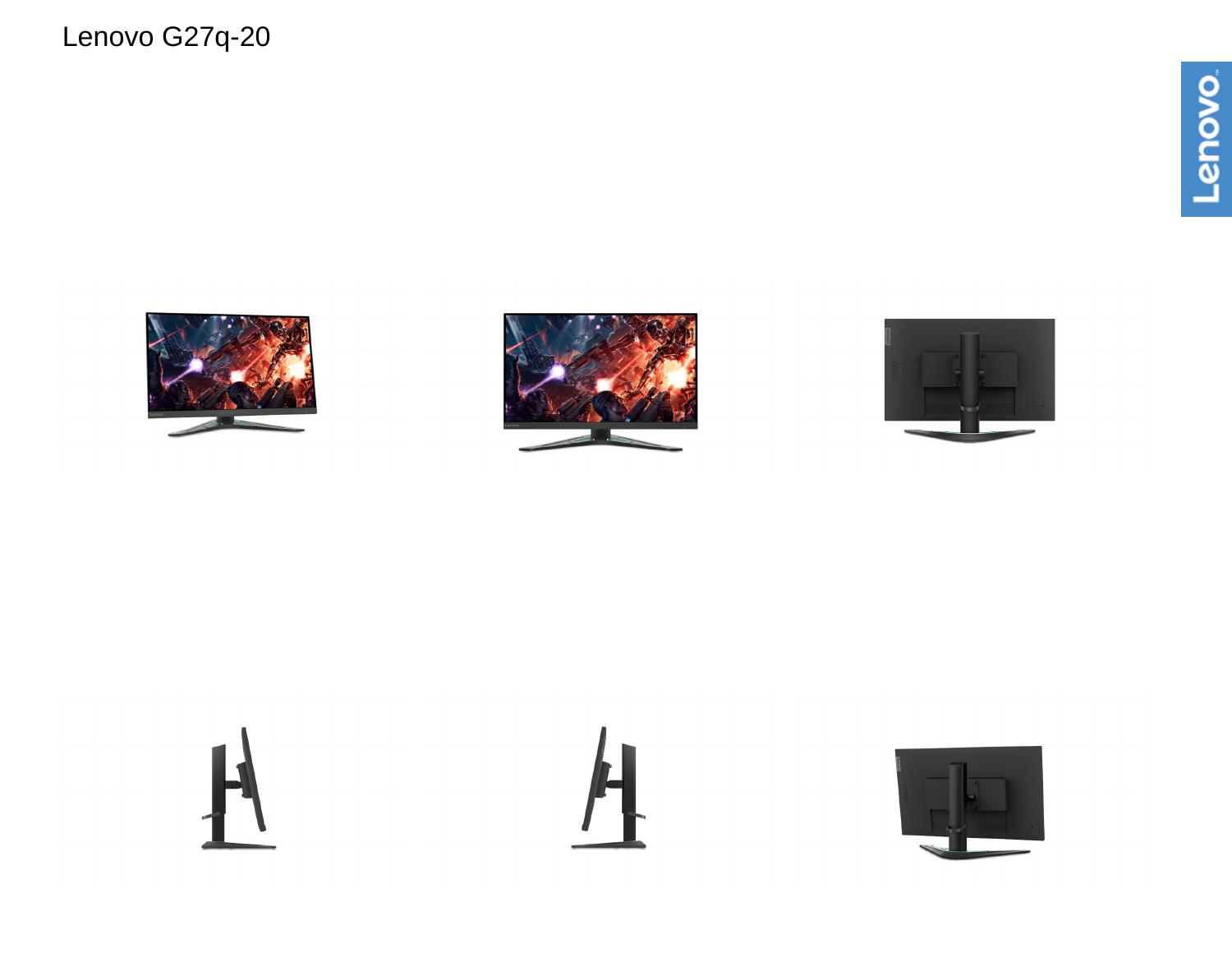Lenovo G27q-20